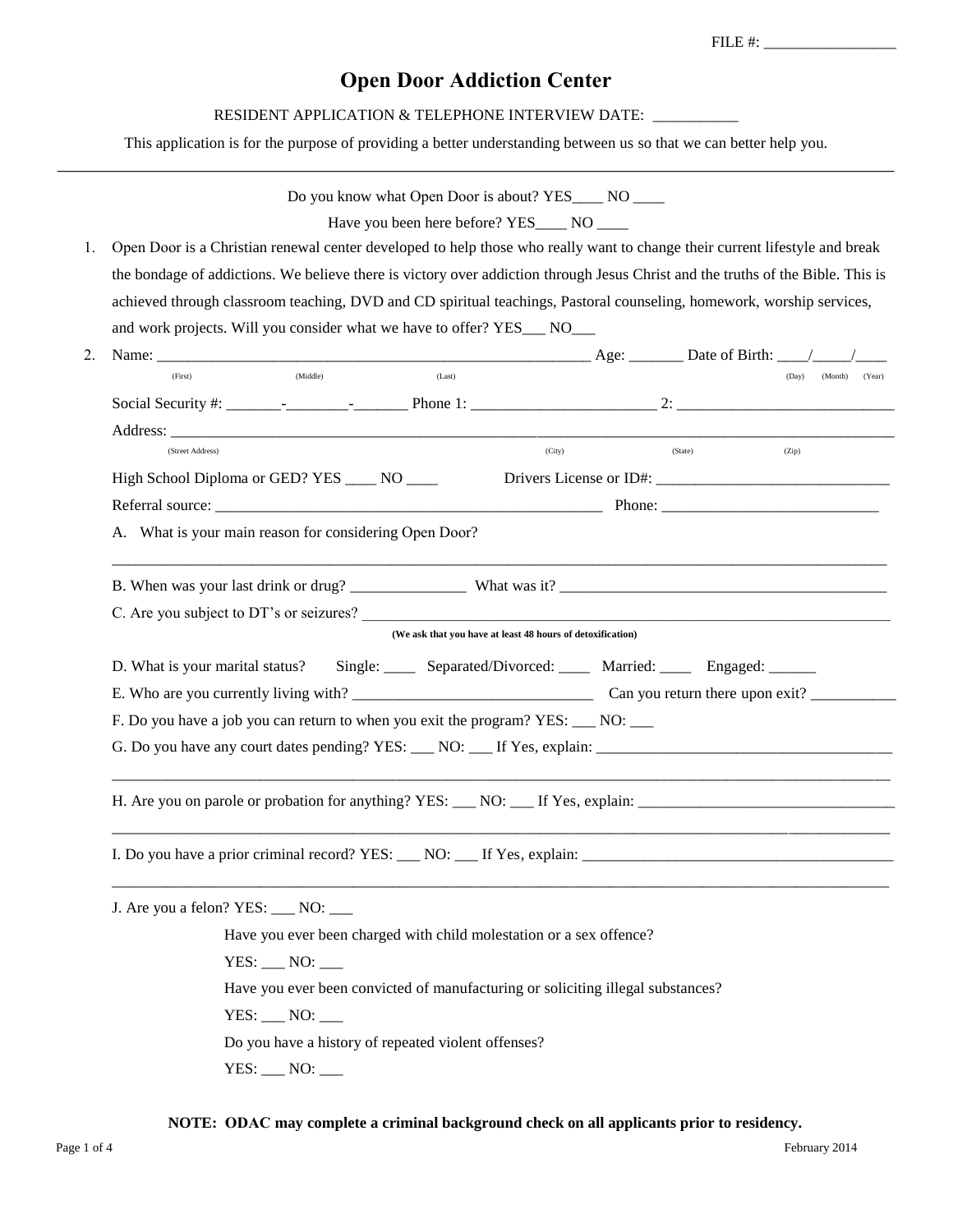FILE #: _________________

# Open Door Addiction Center

RESIDENT APPLICATION & TELEPHONE INTERVIEW DATE: ___________

This application is for the purpose of providing a better understanding between us so that we can better help you.

---

Do you know what Open Door is about? YES____ NO ____

Have you been here before? YES____ NO ____

1. Open Door is a Christian renewal center developed to help those who really want to change their current lifestyle and break the bondage of addictions. We believe there is victory over addiction through Jesus Christ and the truths of the Bible. This is achieved through classroom teaching, DVD and CD spiritual teachings, Pastoral counseling, homework, worship services, and work projects. Will you consider what we have to offer? YES___ NO___

2. Name: ________________________________________________________ Age: _______ Date of Birth: ____/_____/____
(First) (Middle) (Last) (Day) (Month) (Year)

   Social Security #: _______-________-_______ Phone 1: ________________________ 2: ____________________________

   Address: ______________________________________________________________________________________________
   (Street Address) (City) (State) (Zip)

   High School Diploma or GED? YES ____ NO ____ Drivers License or ID#: _______________________________

   Referral source: __________________________________________________ Phone: ____________________________

   A. What is your main reason for considering Open Door?

   ______________________________________________________________________________________________________

   B. When was your last drink or drug? _______________ What was it? ___________________________________________

   C. Are you subject to DT's or seizures? _______________________________________________________________________
   **(We ask that you have at least 48 hours of detoxification)**

   D. What is your marital status? Single: ____ Separated/Divorced: ____ Married: ____ Engaged: ______

   E. Who are you currently living with? _______________________________ Can you return there upon exit? ___________

   F. Do you have a job you can return to when you exit the program? YES: ___ NO: ___

   G. Do you have any court dates pending? YES: ___ NO: ___ If Yes, explain: _______________________________________

   ______________________________________________________________________________________________________

   H. Are you on parole or probation for anything? YES: ___ NO: ___ If Yes, explain: __________________________________

   ______________________________________________________________________________________________________

   I. Do you have a prior criminal record? YES: ___ NO: ___ If Yes, explain: _________________________________________

   ______________________________________________________________________________________________________

   J. Are you a felon? YES: ___ NO: ___

   Have you ever been charged with child molestation or a sex offence?

   YES: ___ NO: ___

   Have you ever been convicted of manufacturing or soliciting illegal substances?

   YES: ___ NO: ___

   Do you have a history of repeated violent offenses?

   YES: ___ NO: ___

**NOTE: ODAC may complete a criminal background check on all applicants prior to residency.**

February 2014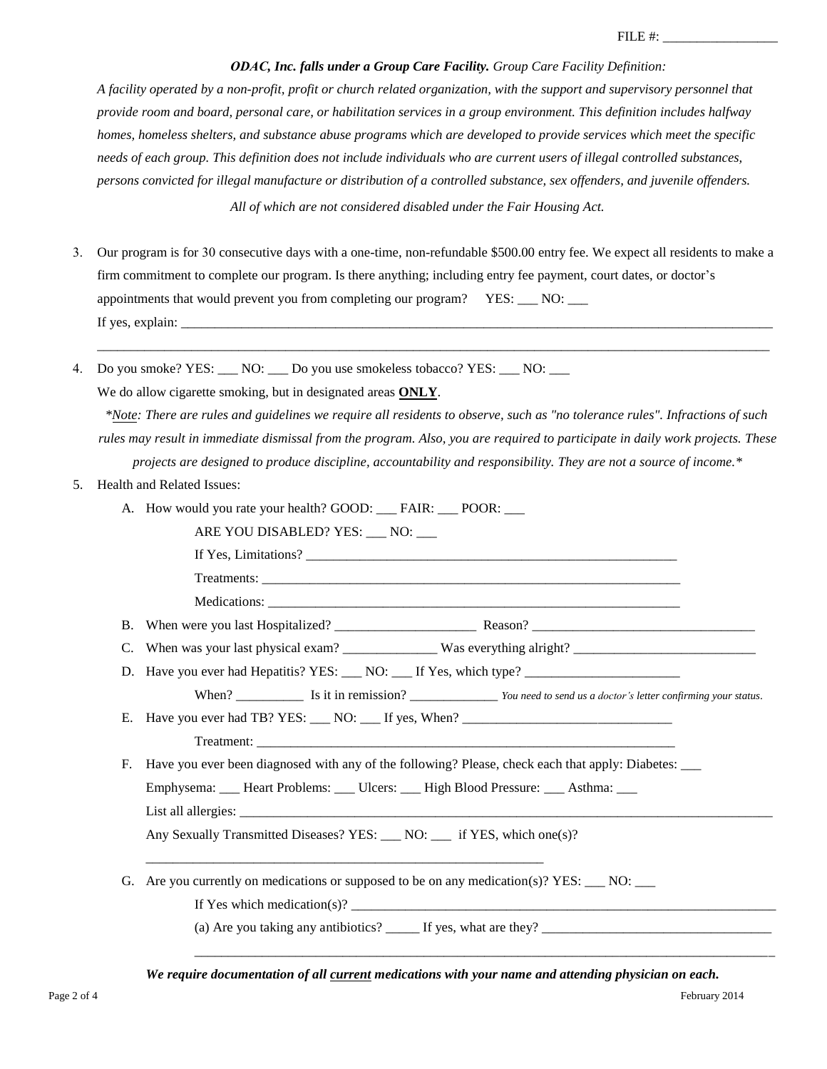FILE #: _________________

***ODAC, Inc. falls under a Group Care Facility.*** *Group Care Facility Definition:*

*A facility operated by a non-profit, profit or church related organization, with the support and supervisory personnel that provide room and board, personal care, or habilitation services in a group environment. This definition includes halfway homes, homeless shelters, and substance abuse programs which are developed to provide services which meet the specific needs of each group. This definition does not include individuals who are current users of illegal controlled substances, persons convicted for illegal manufacture or distribution of a controlled substance, sex offenders, and juvenile offenders.*

*All of which are not considered disabled under the Fair Housing Act.*

3. Our program is for 30 consecutive days with a one-time, non-refundable $500.00 entry fee. We expect all residents to make a firm commitment to complete our program. Is there anything; including entry fee payment, court dates, or doctor's appointments that would prevent you from completing our program? YES: ___ NO: ___
   If yes, explain: ______________________________________________________________________________
   ______________________________________________________________________________________________

4. Do you smoke? YES: ___ NO: ___ Do you use smokeless tobacco? YES: ___ NO: ___
   We do allow cigarette smoking, but in designated areas **<u>ONLY</u>**.
   *\*<u>Note</u>: There are rules and guidelines we require all residents to observe, such as "no tolerance rules". Infractions of such rules may result in immediate dismissal from the program. Also, you are required to participate in daily work projects. These projects are designed to produce discipline, accountability and responsibility. They are not a source of income.\**

5. Health and Related Issues:
   A. How would you rate your health? GOOD: ___ FAIR: ___ POOR: ___
      ARE YOU DISABLED? YES: ___ NO: ___
      If Yes, Limitations? ______________________________________________________
      Treatments: _____________________________________________________________
      Medications: ____________________________________________________________
   B. When were you last Hospitalized? ____________________ Reason? ______________________________
   C. When was your last physical exam? _____________ Was everything alright? _________________________
   D. Have you ever had Hepatitis? YES: ___ NO: ___ If Yes, which type? ______________________
      When? _________ Is it in remission? ____________ *You need to send us a doctor's letter confirming your status.*
   E. Have you ever had TB? YES: ___ NO: ___ If yes, When? _____________________________
      Treatment: ______________________________________________________________
   F. Have you ever been diagnosed with any of the following? Please, check each that apply: Diabetes: ___
      Emphysema: ___ Heart Problems: ___ Ulcers: ___ High Blood Pressure: ___ Asthma: ___
      List all allergies: ____________________________________________________________________________
      Any Sexually Transmitted Diseases? YES: ___ NO: ___ if YES, which one(s)?
      ______________________________________________________
   G. Are you currently on medications or supposed to be on any medication(s)? YES: ___ NO: ___
      If Yes which medication(s)? ______________________________________________________________
      (a) Are you taking any antibiotics? _____ If yes, what are they? ________________________________
      ____________________________________________________________________________________

***We require documentation of all <u>current</u> medications with your name and attending physician on each.***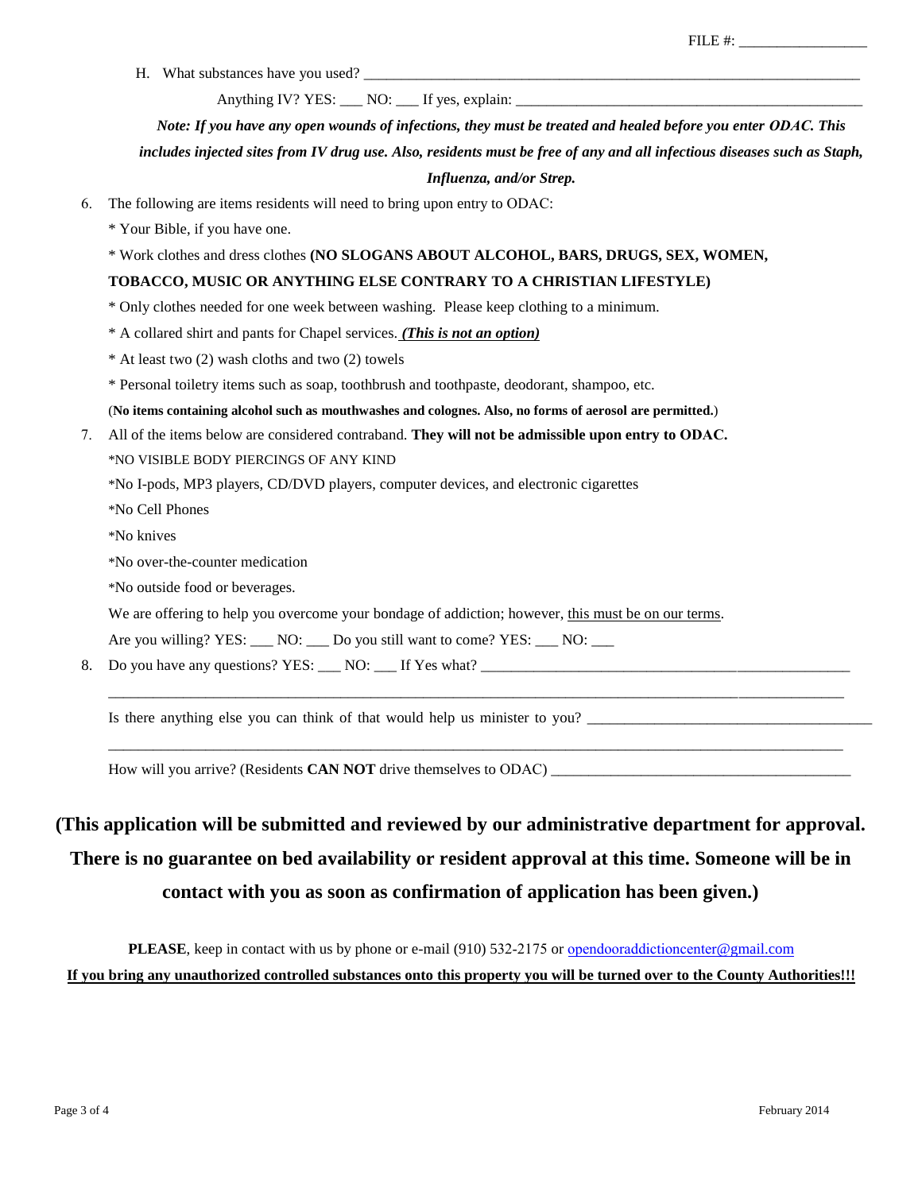FILE #: _________________

H. What substances have you used? ______________________________________________________________________

Anything IV? YES: ___ NO: ___ If yes, explain: _______________________________________________

***Note: If you have any open wounds of infections, they must be treated and healed before you enter ODAC. This includes injected sites from IV drug use. Also, residents must be free of any and all infectious diseases such as Staph, Influenza, and/or Strep.***

6. The following are items residents will need to bring upon entry to ODAC:

   * Your Bible, if you have one.

   * Work clothes and dress clothes **(NO SLOGANS ABOUT ALCOHOL, BARS, DRUGS, SEX, WOMEN, TOBACCO, MUSIC OR ANYTHING ELSE CONTRARY TO A CHRISTIAN LIFESTYLE)**

   * Only clothes needed for one week between washing. Please keep clothing to a minimum.

   * A collared shirt and pants for Chapel services. ***(This is not an option)***

   * At least two (2) wash cloths and two (2) towels

   * Personal toiletry items such as soap, toothbrush and toothpaste, deodorant, shampoo, etc.

   (**No items containing alcohol such as mouthwashes and colognes. Also, no forms of aerosol are permitted.**)

7. All of the items below are considered contraband. **They will not be admissible upon entry to ODAC.**

   *NO VISIBLE BODY PIERCINGS OF ANY KIND

   *No I-pods, MP3 players, CD/DVD players, computer devices, and electronic cigarettes

   *No Cell Phones

   *No knives

   *No over-the-counter medication

   *No outside food or beverages.

   We are offering to help you overcome your bondage of addiction; however, this must be on our terms.

   Are you willing? YES: ___ NO: ___ Do you still want to come? YES: ___ NO: ___

8. Do you have any questions? YES: ___ NO: ___ If Yes what? _________________________________________________

   _____________________________________________________________________________________________

   Is there anything else you can think of that would help us minister to you? ______________________________________

   _____________________________________________________________________________________________

   How will you arrive? (Residents **CAN NOT** drive themselves to ODAC) _______________________________________

**(This application will be submitted and reviewed by our administrative department for approval. There is no guarantee on bed availability or resident approval at this time. Someone will be in contact with you as soon as confirmation of application has been given.)**

**PLEASE**, keep in contact with us by phone or e-mail (910) 532-2175 or opendooraddictioncenter@gmail.com

**If you bring any unauthorized controlled substances onto this property you will be turned over to the County Authorities!!!**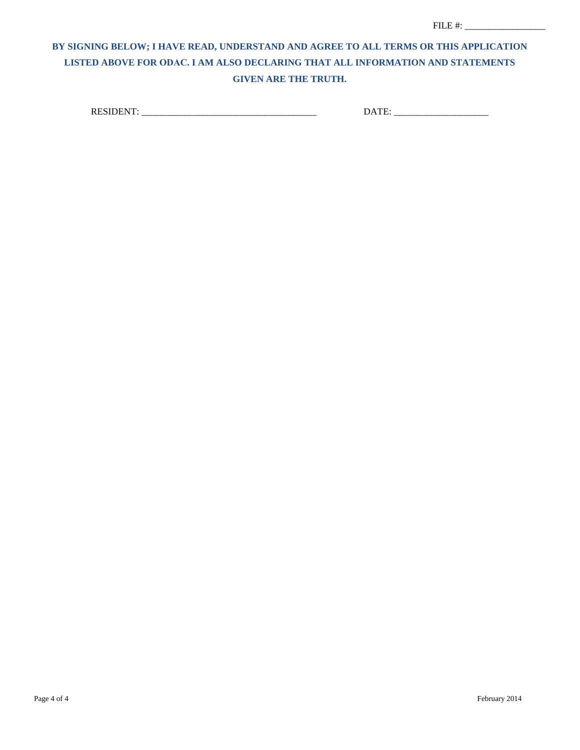FILE #: _________________

**BY SIGNING BELOW; I HAVE READ, UNDERSTAND AND AGREE TO ALL TERMS OR THIS APPLICATION LISTED ABOVE FOR ODAC. I AM ALSO DECLARING THAT ALL INFORMATION AND STATEMENTS GIVEN ARE THE TRUTH.**

RESIDENT: _____________________________________ DATE: ___________________

February 2014